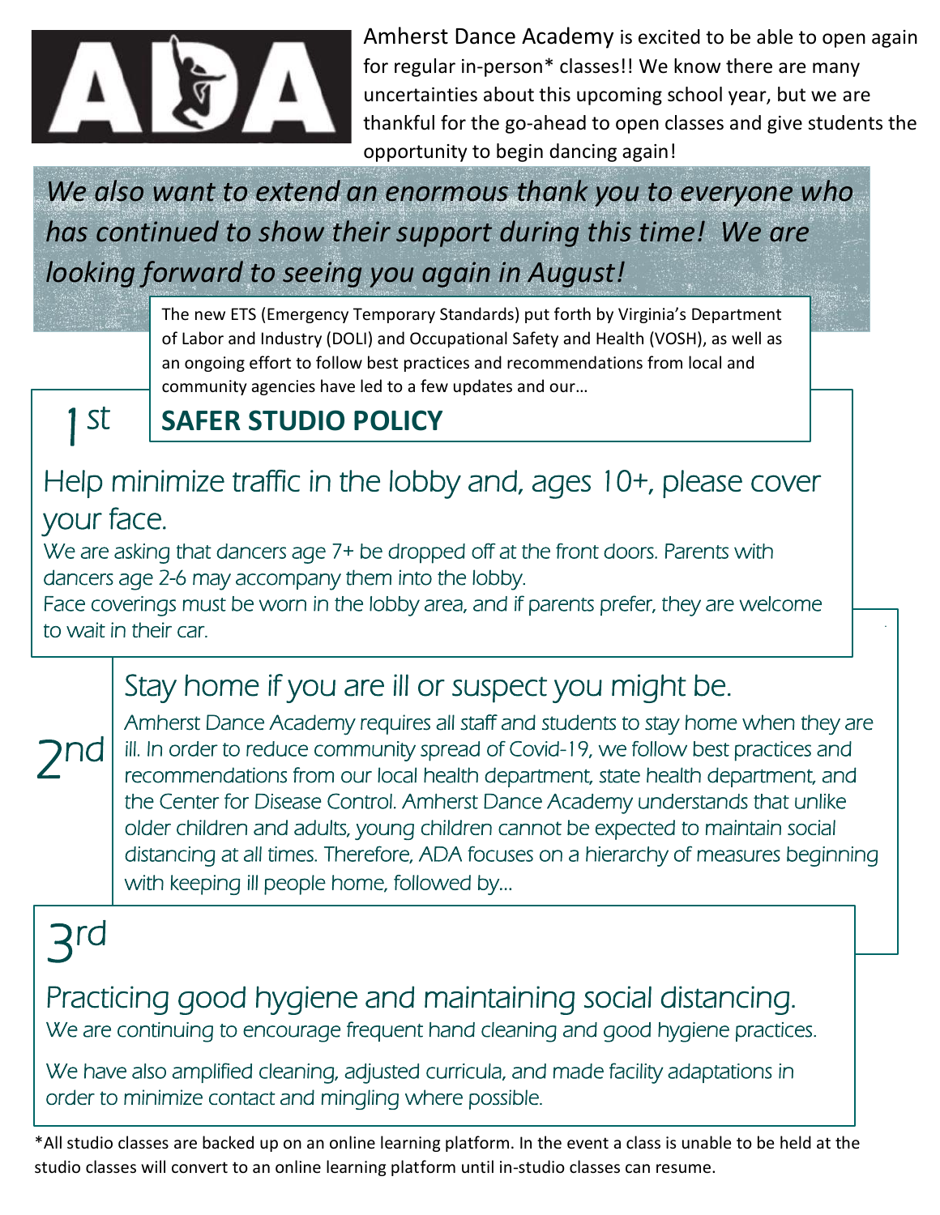Amherst Dance Academy is excited to be able to open again for regular in-person* classes!! We know there are many uncertainties about this upcoming school year, but we are thankful for the go-ahead to open classes and give students the opportunity to begin dancing again!

*We also want to extend an enormous thank you to everyone who has continued to show their support during this time! We are looking forward to seeing you again in August!*

The new ETS (Emergency Temporary Standards) put forth by Virginia's Department of Labor and Industry (DOLI) and Occupational Safety and Health (VOSH), as well as an ongoing effort to follow best practices and recommendations from local and community agencies have led to a few updates and our…

## SAFER STUDIO POLICY

### 1st

### Help minimize traffic in the lobby and, ages 10+, please cover your face.

We are asking that dancers age 7+ be dropped off at the front doors. Parents with dancers age 2-6 may accompany them into the lobby.

Face coverings must be worn in the lobby area, and if parents prefer, they are welcome to wait in their car.

### 2nd

### Stay home if you are ill or suspect you might be.

Amherst Dance Academy requires all staff and students to stay home when they are ill. In order to reduce community spread of Covid-19, we follow best practices and recommendations from our local health department, state health department, and the Center for Disease Control. Amherst Dance Academy understands that unlike older children and adults, young children cannot be expected to maintain social distancing at all times. Therefore, ADA focuses on a hierarchy of measures beginning with keeping ill people home, followed by…

### 3rd

### Practicing good hygiene and maintaining social distancing.

We are continuing to encourage frequent hand cleaning and good hygiene practices.

We have also amplified cleaning, adjusted curricula, and made facility adaptations in order to minimize contact and mingling where possible.

*All studio classes are backed up on an online learning platform. In the event a class is unable to be held at the studio classes will convert to an online learning platform until in-studio classes can resume.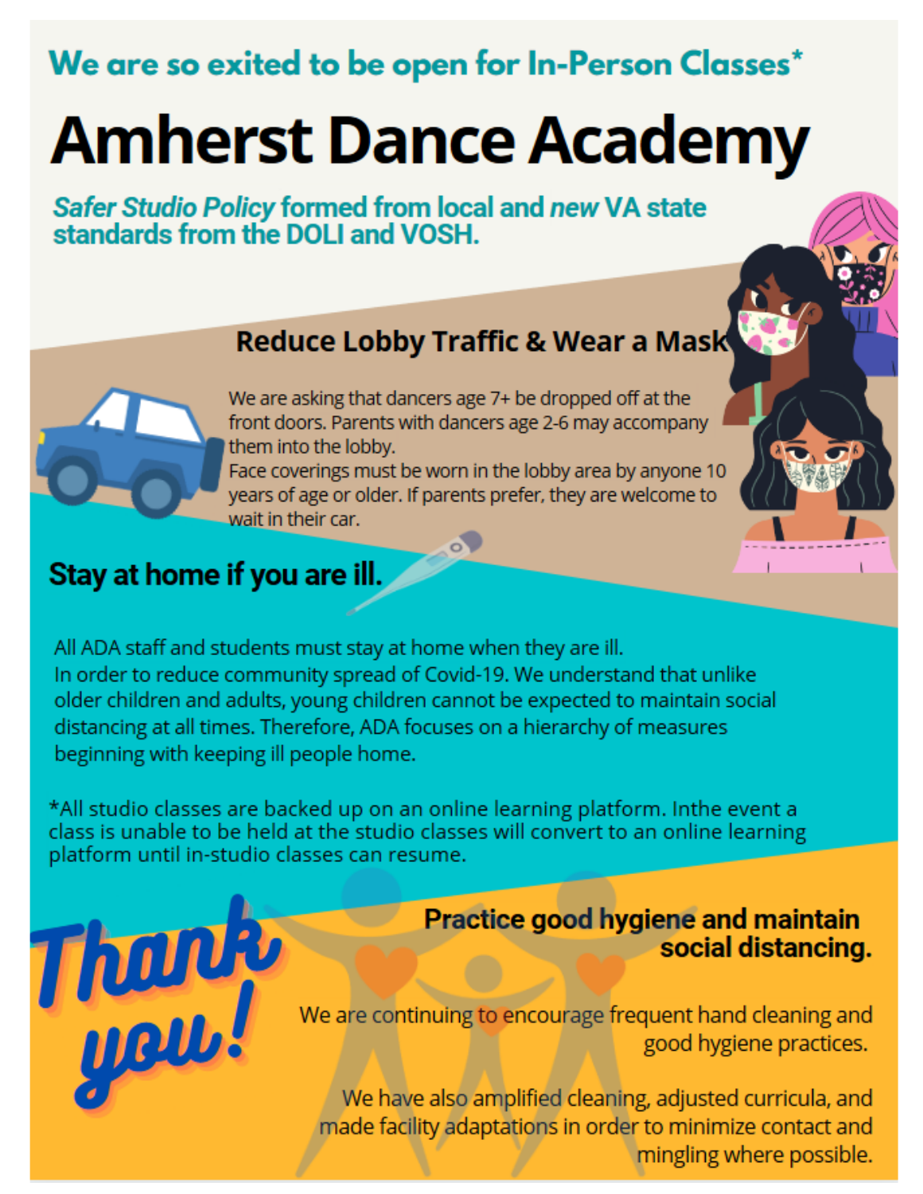We are so exited to be open for In-Person Classes*

# Amherst Dance Academy

***Safer Studio Policy*** **formed from local and *new* VA state standards from the DOLI and VOSH.**

## Reduce Lobby Traffic & Wear a Mask

We are asking that dancers age 7+ be dropped off at the front doors. Parents with dancers age 2-6 may accompany them into the lobby.
Face coverings must be worn in the lobby area by anyone 10 years of age or older. If parents prefer, they are welcome to wait in their car.

## Stay at home if you are ill.

All ADA staff and students must stay at home when they are ill.
In order to reduce community spread of Covid-19. We understand that unlike older children and adults, young children cannot be expected to maintain social distancing at all times. Therefore, ADA focuses on a hierarchy of measures beginning with keeping ill people home.

*All studio classes are backed up on an online learning platform. Inthe event a class is unable to be held at the studio classes will convert to an online learning platform until in-studio classes can resume.

Thank you!

## Practice good hygiene and maintain social distancing.

We are continuing to encourage frequent hand cleaning and good hygiene practices.

We have also amplified cleaning, adjusted curricula, and made facility adaptations in order to minimize contact and mingling where possible.